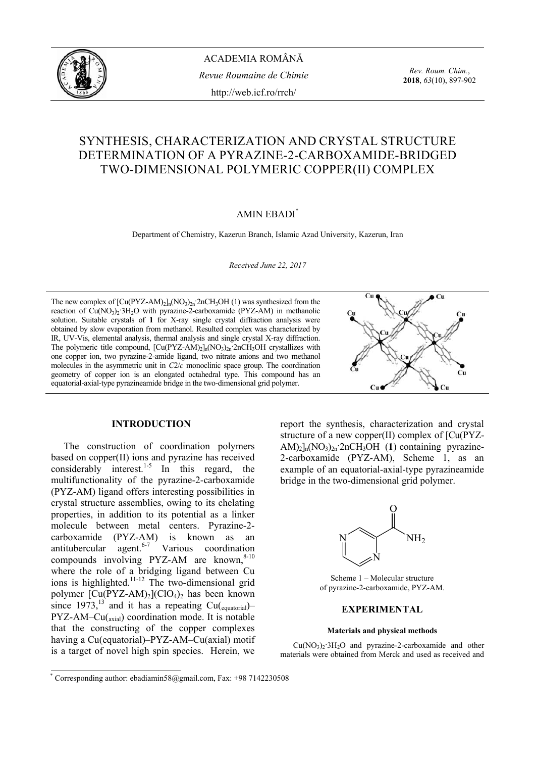# SYNTHESIS, CHARACTERIZATION AND CRYSTAL STRUCTURE DETERMINATION OF A PYRAZINE-2-CARBOXAMIDE-BRIDGED TWO-DIMENSIONAL POLYMERIC COPPER(II) COMPLEX

AMIN EBADI*

Department of Chemistry, Kazerun Branch, Islamic Azad University, Kazerun, Iran

*Received June 22, 2017*

The new complex of $[Cu(PYZ\text{-}AM)_2]_n(NO_3)_{2n}{\cdot}2nCH_3OH$ (1) was synthesized from the reaction of $Cu(NO_3)_2{\cdot}3H_2O$ with pyrazine-2-carboxamide (PYZ-AM) in methanolic solution. Suitable crystals of **1** for X-ray single crystal diffraction analysis were obtained by slow evaporation from methanol. Resulted complex was characterized by IR, UV-Vis, elemental analysis, thermal analysis and single crystal X-ray diffraction. The polymeric title compound, $[Cu(PYZ\text{-}AM)_2]_n(NO_3)_{2n}{\cdot}2nCH_3OH$ crystallizes with one copper ion, two pyrazine-2-amide ligand, two nitrate anions and two methanol molecules in the asymmetric unit in *C*2/*c* monoclinic space group. The coordination geometry of copper ion is an elongated octahedral type. This compound has an equatorial-axial-type pyrazineamide bridge in the two-dimensional grid polymer.

## INTRODUCTION

The construction of coordination polymers based on copper(II) ions and pyrazine has received considerably interest.[1-5] In this regard, the multifunctionality of the pyrazine-2-carboxamide (PYZ-AM) ligand offers interesting possibilities in crystal structure assemblies, owing to its chelating properties, in addition to its potential as a linker molecule between metal centers. Pyrazine-2-carboxamide (PYZ-AM) is known as an antitubercular agent.[6-7] Various coordination compounds involving PYZ-AM are known,[8-10] where the role of a bridging ligand between Cu ions is highlighted.[11-12] The two-dimensional grid polymer $[Cu(PYZ\text{-}AM)_2](ClO_4)_2$ has been known since 1973,[13] and it has a repeating $Cu_{(equatorial)}$–PYZ-AM–$Cu_{(axial)}$ coordination mode. It is notable that the constructing of the copper complexes having a Cu(equatorial)–PYZ-AM–Cu(axial) motif is a target of novel high spin species. Herein, we report the synthesis, characterization and crystal structure of a new copper(II) complex of $[Cu(PYZ\text{-}AM)_2]_n(NO_3)_{2n}{\cdot}2nCH_3OH$ (**1**) containing pyrazine-2-carboxamide (PYZ-AM), Scheme 1, as an example of an equatorial-axial-type pyrazineamide bridge in the two-dimensional grid polymer.

Scheme 1 – Molecular structure of pyrazine-2-carboxamide, PYZ-AM.

## EXPERIMENTAL

### Materials and physical methods

$Cu(NO_3)_2{\cdot}3H_2O$ and pyrazine-2-carboxamide and other materials were obtained from Merck and used as received and

* Corresponding author: ebadiamin58@gmail.com, Fax: +98 7142230508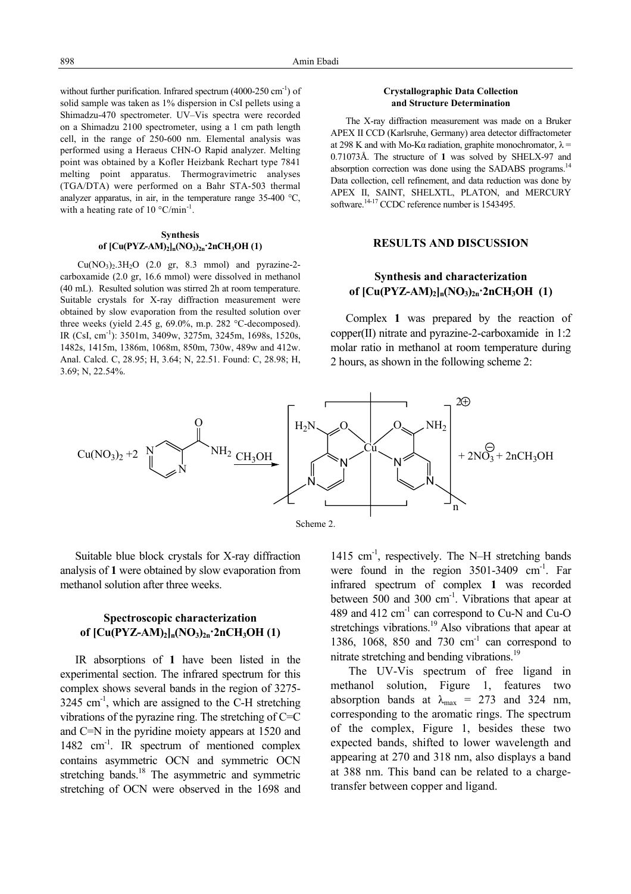without further purification. Infrared spectrum (4000-250 $cm^{-1}$) of solid sample was taken as 1% dispersion in CsI pellets using a Shimadzu-470 spectrometer. UV–Vis spectra were recorded on a Shimadzu 2100 spectrometer, using a 1 cm path length cell, in the range of 250-600 nm. Elemental analysis was performed using a Heraeus CHN-O Rapid analyzer. Melting point was obtained by a Kofler Heizbank Rechart type 7841 melting point apparatus. Thermogravimetric analyses (TGA/DTA) were performed on a Bahr STA-503 thermal analyzer apparatus, in air, in the temperature range 35-400 °C, with a heating rate of 10 °C/$min^{-1}$.

#### Synthesis of $[Cu(PYZ\text{-}AM)_2]_n(NO_3)_{2n}\cdot 2nCH_3OH$ (1)

$Cu(NO_3)_2.3H_2O$ (2.0 gr, 8.3 mmol) and pyrazine-2-carboxamide (2.0 gr, 16.6 mmol) were dissolved in methanol (40 mL). Resulted solution was stirred 2h at room temperature. Suitable crystals for X-ray diffraction measurement were obtained by slow evaporation from the resulted solution over three weeks (yield 2.45 g, 69.0%, m.p. 282 °C-decomposed). IR (CsI, $cm^{-1}$): 3501m, 3409w, 3275m, 3245m, 1698s, 1520s, 1482s, 1415m, 1386m, 1068m, 850m, 730w, 489w and 412w. Anal. Calcd. C, 28.95; H, 3.64; N, 22.51. Found: C, 28.98; H, 3.69; N, 22.54%.

#### Crystallographic Data Collection and Structure Determination

The X-ray diffraction measurement was made on a Bruker APEX II CCD (Karlsruhe, Germany) area detector diffractometer at 298 K and with Mo-Kα radiation, graphite monochromator, λ = 0.71073Å. The structure of **1** was solved by SHELX-97 and absorption correction was done using the SADABS programs.[14] Data collection, cell refinement, and data reduction was done by APEX II, SAINT, SHELXTL, PLATON, and MERCURY software.[14-17] CCDC reference number is 1543495.

## RESULTS AND DISCUSSION

### Synthesis and characterization of $[Cu(PYZ\text{-}AM)_2]_n(NO_3)_{2n}\cdot 2nCH_3OH$ (1)

Complex **1** was prepared by the reaction of copper(II) nitrate and pyrazine-2-carboxamide in 1:2 molar ratio in methanol at room temperature during 2 hours, as shown in the following scheme 2:

$Cu(NO_3)_2$ +2 (pyrazine-2-carboxamide) $\xrightarrow{CH_3OH}$ $[Cu(PYZ\text{-}AM)_2]_n^{2n+}$ + $2nNO_3^{-}$ + $2nCH_3OH$

Scheme 2.

Suitable blue block crystals for X-ray diffraction analysis of **1** were obtained by slow evaporation from methanol solution after three weeks.

### Spectroscopic characterization of $[Cu(PYZ\text{-}AM)_2]_n(NO_3)_{2n}\cdot 2nCH_3OH$ (1)

IR absorptions of **1** have been listed in the experimental section. The infrared spectrum for this complex shows several bands in the region of 3275-3245 $cm^{-1}$, which are assigned to the C-H stretching vibrations of the pyrazine ring. The stretching of C=C and C=N in the pyridine moiety appears at 1520 and 1482 $cm^{-1}$. IR spectrum of mentioned complex contains asymmetric OCN and symmetric OCN stretching bands.[18] The asymmetric and symmetric stretching of OCN were observed in the 1698 and 1415 $cm^{-1}$, respectively. The N–H stretching bands were found in the region 3501-3409 $cm^{-1}$. Far infrared spectrum of complex **1** was recorded between 500 and 300 $cm^{-1}$. Vibrations that apear at 489 and 412 $cm^{-1}$ can correspond to Cu-N and Cu-O stretchings vibrations.[19] Also vibrations that apear at 1386, 1068, 850 and 730 $cm^{-1}$ can correspond to nitrate stretching and bending vibrations.[19]

The UV-Vis spectrum of free ligand in methanol solution, Figure 1, features two absorption bands at $\lambda_{max}$ = 273 and 324 nm, corresponding to the aromatic rings. The spectrum of the complex, Figure 1, besides these two expected bands, shifted to lower wavelength and appearing at 270 and 318 nm, also displays a band at 388 nm. This band can be related to a charge-transfer between copper and ligand.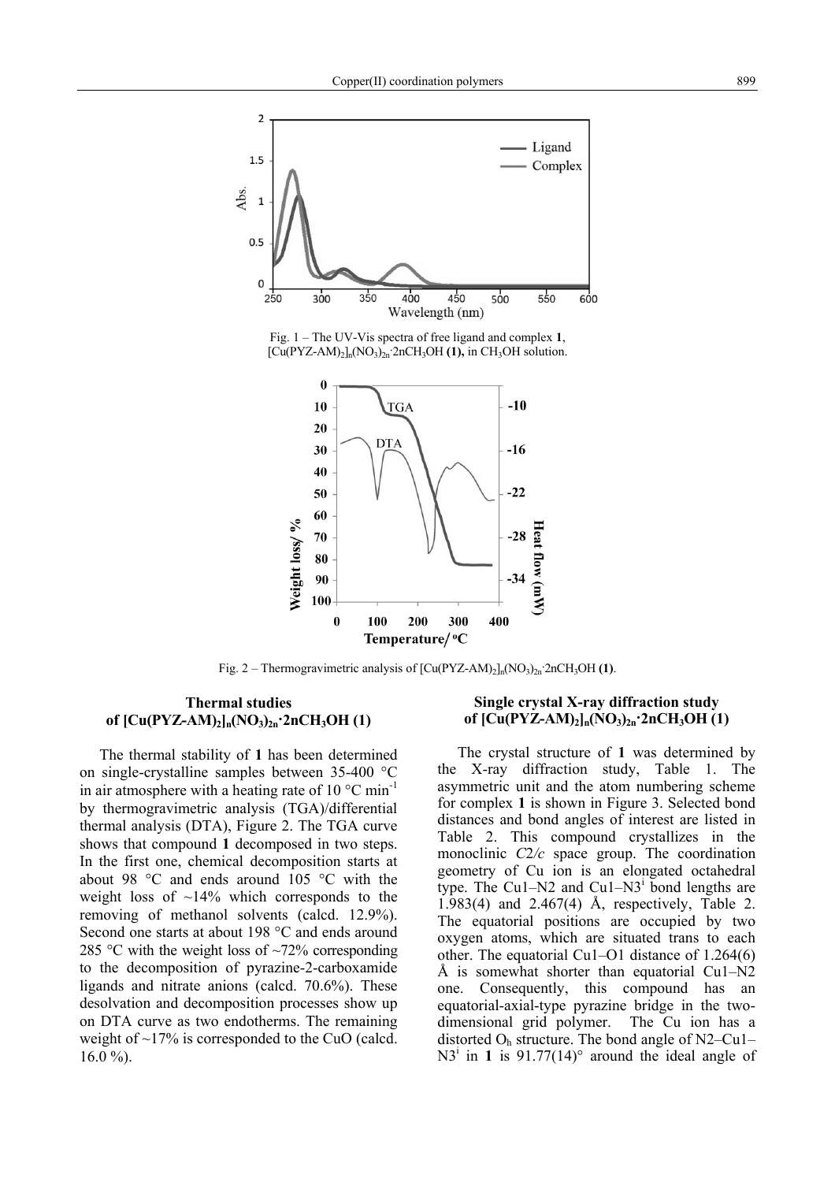Abs.

2
1.5
1
0.5
0

250 300 350 400 450 500 550 600

Wavelength (nm)

Ligand
Complex

Fig. 1 – The UV-Vis spectra of free ligand and complex **1**, $[Cu(PYZ\text{-}AM)_2]_n(NO_3)_{2n}\cdot 2nCH_3OH$ **(1)**, in $CH_3OH$ solution.

Weight loss/ %

0
10
20
30
40
50
60
70
80
90
100

TGA
DTA

-10
-16
-22
-28
-34

Heat flow (mW)

0 100 200 300 400

Temperature/ °C

Fig. 2 – Thermogravimetric analysis of $[Cu(PYZ\text{-}AM)_2]_n(NO_3)_{2n}\cdot 2nCH_3OH$ **(1)**.

## Thermal studies of $[Cu(PYZ\text{-}AM)_2]_n(NO_3)_{2n}\cdot 2nCH_3OH$ (1)

The thermal stability of **1** has been determined on single-crystalline samples between 35-400 °C in air atmosphere with a heating rate of 10 °C $min^{-1}$ by thermogravimetric analysis (TGA)/differential thermal analysis (DTA), Figure 2. The TGA curve shows that compound **1** decomposed in two steps. In the first one, chemical decomposition starts at about 98 °C and ends around 105 °C with the weight loss of ~14% which corresponds to the removing of methanol solvents (calcd. 12.9%). Second one starts at about 198 °C and ends around 285 °C with the weight loss of ~72% corresponding to the decomposition of pyrazine-2-carboxamide ligands and nitrate anions (calcd. 70.6%). These desolvation and decomposition processes show up on DTA curve as two endotherms. The remaining weight of ~17% is corresponded to the CuO (calcd. 16.0 %).

## Single crystal X-ray diffraction study of $[Cu(PYZ\text{-}AM)_2]_n(NO_3)_{2n}\cdot 2nCH_3OH$ (1)

The crystal structure of **1** was determined by the X-ray diffraction study, Table 1. The asymmetric unit and the atom numbering scheme for complex **1** is shown in Figure 3. Selected bond distances and bond angles of interest are listed in Table 2. This compound crystallizes in the monoclinic *C*2/*c* space group. The coordination geometry of Cu ion is an elongated octahedral type. The Cu1–N2 and Cu1–$N3^{i}$ bond lengths are 1.983(4) and 2.467(4) Å, respectively, Table 2. The equatorial positions are occupied by two oxygen atoms, which are situated trans to each other. The equatorial Cu1–O1 distance of 1.264(6) Å is somewhat shorter than equatorial Cu1–N2 one. Consequently, this compound has an equatorial-axial-type pyrazine bridge in the two-dimensional grid polymer. The Cu ion has a distorted $O_h$ structure. The bond angle of N2–Cu1–$N3^{i}$ in **1** is 91.77(14)° around the ideal angle of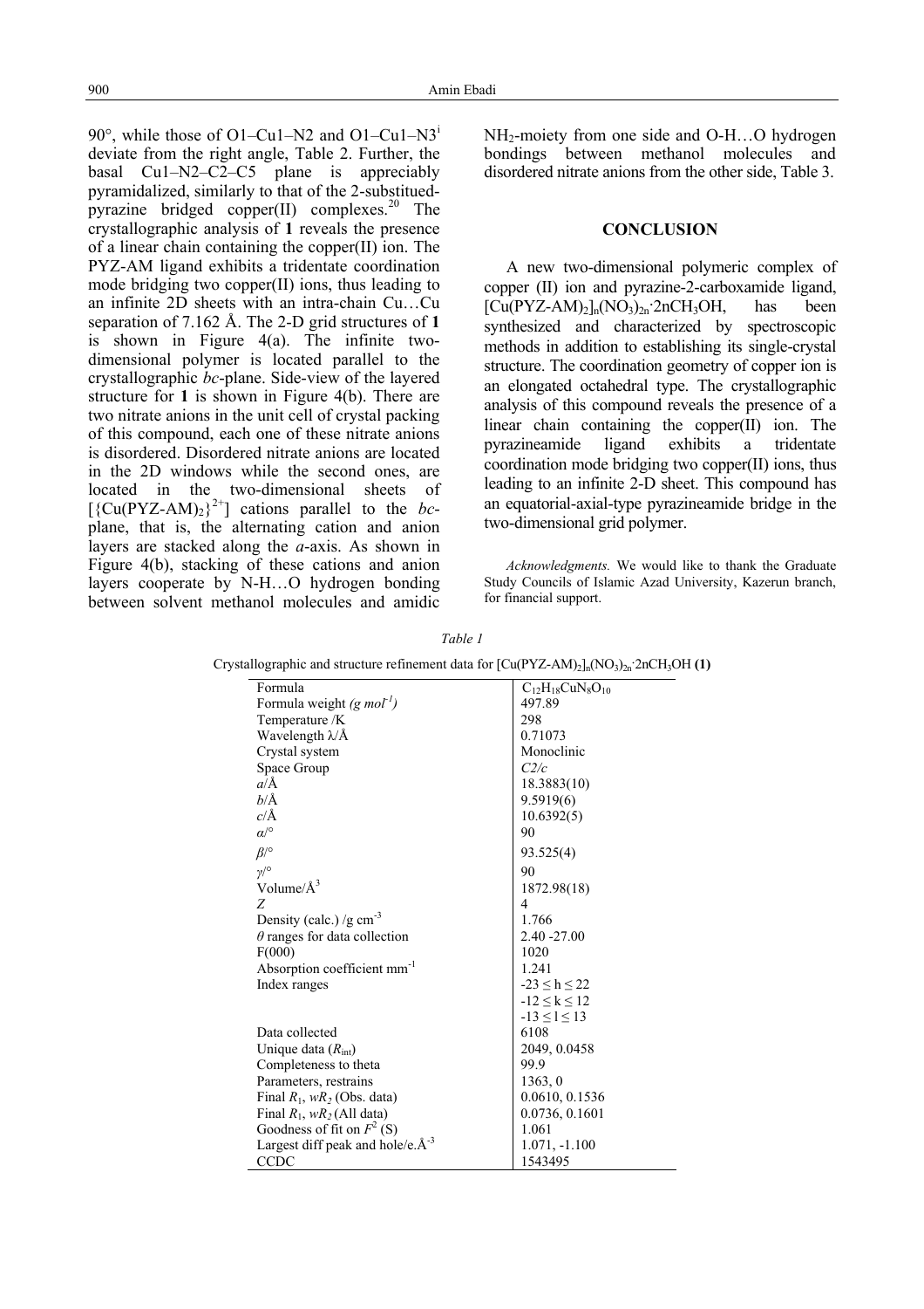90°, while those of O1–Cu1–N2 and O1–Cu1–N3$^{i}$ deviate from the right angle, Table 2. Further, the basal Cu1–N2–C2–C5 plane is appreciably pyramidalized, similarly to that of the 2-substitued-pyrazine bridged copper(II) complexes.[20] The crystallographic analysis of **1** reveals the presence of a linear chain containing the copper(II) ion. The PYZ-AM ligand exhibits a tridentate coordination mode bridging two copper(II) ions, thus leading to an infinite 2D sheets with an intra-chain Cu…Cu separation of 7.162 Å. The 2-D grid structures of **1** is shown in Figure 4(a). The infinite two-dimensional polymer is located parallel to the crystallographic *bc*-plane. Side-view of the layered structure for **1** is shown in Figure 4(b). There are two nitrate anions in the unit cell of crystal packing of this compound, each one of these nitrate anions is disordered. Disordered nitrate anions are located in the 2D windows while the second ones, are located in the two-dimensional sheets of $[\{Cu(PYZ\text{-}AM)_2\}^{2+}]$ cations parallel to the *bc*-plane, that is, the alternating cation and anion layers are stacked along the *a*-axis. As shown in Figure 4(b), stacking of these cations and anion layers cooperate by N-H…O hydrogen bonding between solvent methanol molecules and amidic $NH_2$-moiety from one side and O-H…O hydrogen bondings between methanol molecules and disordered nitrate anions from the other side, Table 3.

## CONCLUSION

A new two-dimensional polymeric complex of copper (II) ion and pyrazine-2-carboxamide ligand, $[Cu(PYZ\text{-}AM)_2]_n(NO_3)_{2n}{\cdot}2nCH_3OH$, has been synthesized and characterized by spectroscopic methods in addition to establishing its single-crystal structure. The coordination geometry of copper ion is an elongated octahedral type. The crystallographic analysis of this compound reveals the presence of a linear chain containing the copper(II) ion. The pyrazineamide ligand exhibits a tridentate coordination mode bridging two copper(II) ions, thus leading to an infinite 2-D sheet. This compound has an equatorial-axial-type pyrazineamide bridge in the two-dimensional grid polymer.

*Acknowledgments.* We would like to thank the Graduate Study Councils of Islamic Azad University, Kazerun branch, for financial support.

*Table 1*

Crystallographic and structure refinement data for $[Cu(PYZ\text{-}AM)_2]_n(NO_3)_{2n}{\cdot}2nCH_3OH$ **(1)**

| | |
|---|---|
| Formula | $C_{12}H_{18}CuN_8O_{10}$ |
| Formula weight *(g mol$^{-1}$)* | 497.89 |
| Temperature /K | 298 |
| Wavelength λ/Å | 0.71073 |
| Crystal system | Monoclinic |
| Space Group | *C2/c* |
| *a*/Å | 18.3883(10) |
| *b*/Å | 9.5919(6) |
| *c*/Å | 10.6392(5) |
| *α*/° | 90 |
| *β*/° | 93.525(4) |
| *γ*/° | 90 |
| Volume/Å$^3$ | 1872.98(18) |
| *Z* | 4 |
| Density (calc.) /g cm$^{-3}$ | 1.766 |
| *θ* ranges for data collection | 2.40 -27.00 |
| F(000) | 1020 |
| Absorption coefficient mm$^{-1}$ | 1.241 |
| Index ranges | $-23 \le h \le 22$<br>$-12 \le k \le 12$<br>$-13 \le l \le 13$ |
| Data collected | 6108 |
| Unique data ($R_{int}$) | 2049, 0.0458 |
| Completeness to theta | 99.9 |
| Parameters, restrains | 1363, 0 |
| Final $R_1$, $wR_2$ (Obs. data) | 0.0610, 0.1536 |
| Final $R_1$, $wR_2$ (All data) | 0.0736, 0.1601 |
| Goodness of fit on $F^2$ (S) | 1.061 |
| Largest diff peak and hole/e.Å$^{-3}$ | 1.071, -1.100 |
| CCDC | 1543495 |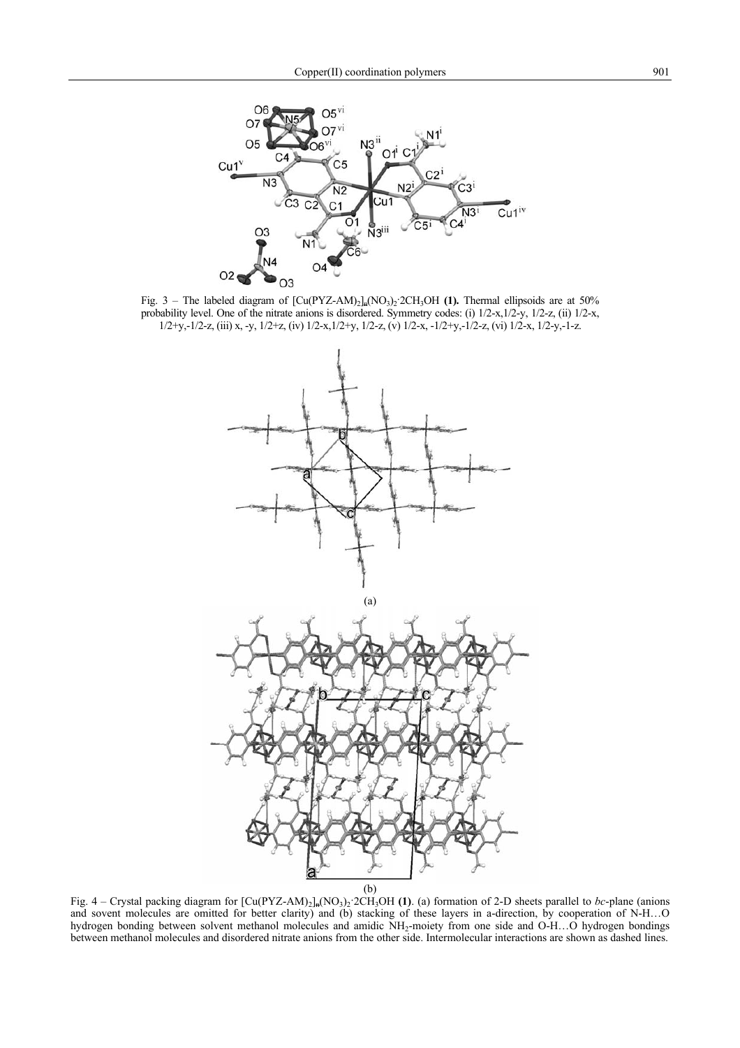Fig. 3 – The labeled diagram of $[Cu(PYZ\text{-}AM)_2]_n(NO_3)_2{\cdot}2CH_3OH$ **(1).** Thermal ellipsoids are at 50% probability level. One of the nitrate anions is disordered. Symmetry codes: (i) 1/2-x,1/2-y, 1/2-z, (ii) 1/2-x, 1/2+y,-1/2-z, (iii) x, -y, 1/2+z, (iv) 1/2-x,1/2+y, 1/2-z, (v) 1/2-x, -1/2+y,-1/2-z, (vi) 1/2-x, 1/2-y,-1-z.

(a)

(b)

Fig. 4 – Crystal packing diagram for $[Cu(PYZ\text{-}AM)_2]_n(NO_3)_2{\cdot}2CH_3OH$ **(1)**. (a) formation of 2-D sheets parallel to *bc*-plane (anions and sovent molecules are omitted for better clarity) and (b) stacking of these layers in a-direction, by cooperation of N-H…O hydrogen bonding between solvent methanol molecules and amidic $NH_2$-moiety from one side and O-H…O hydrogen bondings between methanol molecules and disordered nitrate anions from the other side. Intermolecular interactions are shown as dashed lines.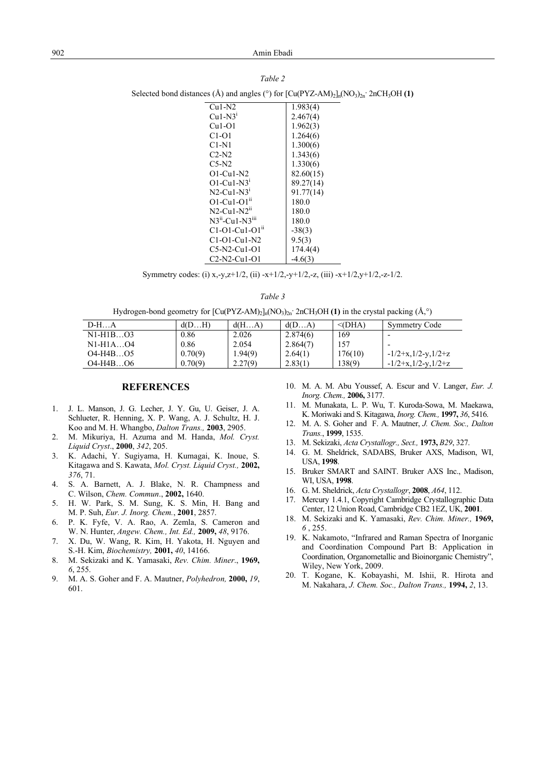*Table 2*

Selected bond distances (Å) and angles (°) for $[Cu(PYZ\text{-}AM)_2]_n(NO_3)_{2n}\cdot 2nCH_3OH$ **(1)**

| | |
|---|---|
| Cu1-N2 | 1.983(4) |
| Cu1-N3$^{i}$ | 2.467(4) |
| Cu1-O1 | 1.962(3) |
| C1-O1 | 1.264(6) |
| C1-N1 | 1.300(6) |
| C2-N2 | 1.343(6) |
| C5-N2 | 1.330(6) |
| O1-Cu1-N2 | 82.60(15) |
| O1-Cu1-N3$^{i}$ | 89.27(14) |
| N2-Cu1-N3$^{i}$ | 91.77(14) |
| O1-Cu1-O1$^{ii}$ | 180.0 |
| N2-Cu1-N2$^{ii}$ | 180.0 |
| N3$^{ii}$-Cu1-N3$^{iii}$ | 180.0 |
| C1-O1-Cu1-O1$^{ii}$ | -38(3) |
| C1-O1-Cu1-N2 | 9.5(3) |
| C5-N2-Cu1-O1 | 174.4(4) |
| C2-N2-Cu1-O1 | -4.6(3) |

Symmetry codes: (i) x,-y,z+1/2, (ii) -x+1/2,-y+1/2,-z, (iii) -x+1/2,y+1/2,-z-1/2.

*Table 3*

Hydrogen-bond geometry for $[Cu(PYZ\text{-}AM)_2]_n(NO_3)_{2n}\cdot 2nCH_3OH$ **(1)** in the crystal packing (Å,°)

| D-H…A | d(D…H) | d(H…A) | d(D…A) | <(DHA) | Symmetry Code |
|---|---|---|---|---|---|
| N1-H1B…O3 | 0.86 | 2.026 | 2.874(6) | 169 | - |
| N1-H1A…O4 | 0.86 | 2.054 | 2.864(7) | 157 | - |
| O4-H4B…O5 | 0.70(9) | 1.94(9) | 2.64(1) | 176(10) | -1/2+x,1/2-y,1/2+z |
| O4-H4B…O6 | 0.70(9) | 2.27(9) | 2.83(1) | 138(9) | -1/2+x,1/2-y,1/2+z |

## REFERENCES

1. J. L. Manson, J. G. Lecher, J. Y. Gu, U. Geiser, J. A. Schlueter, R. Henning, X. P. Wang, A. J. Schultz, H. J. Koo and M. H. Whangbo, *Dalton Trans.,* **2003**, 2905.
2. M. Mikuriya, H. Azuma and M. Handa, *Mol. Cryst. Liquid Cryst*., **2000**, *342*, 205.
3. K. Adachi, Y. Sugiyama, H. Kumagai, K. Inoue, S. Kitagawa and S. Kawata, *Mol. Cryst. Liquid Cryst.,* **2002,** *376*, 71.
4. S. A. Barnett, A. J. Blake, N. R. Champness and C. Wilson, *Chem. Commun*., **2002,** 1640.
5. H. W. Park, S. M. Sung, K. S. Min, H. Bang and M. P. Suh, *Eur. J. Inorg. Chem.*, **2001**, 2857.
6. P. K. Fyfe, V. A. Rao, A. Zemla, S. Cameron and W. N. Hunter, *Angew. Chem., Int. Ed.,* **2009,** *48*, 9176.
7. X. Du, W. Wang, R. Kim, H. Yakota, H. Nguyen and S.-H. Kim, *Biochemistry,* **2001,** *40*, 14166.
8. M. Sekizaki and K. Yamasaki, *Rev. Chim. Miner*., **1969,** *6*, 255.
9. M. A. S. Goher and F. A. Mautner, *Polyhedron,* **2000,** *19*, 601.
10. M. A. M. Abu Youssef, A. Escur and V. Langer, *Eur. J. Inorg. Chem.,* **2006,** 3177.
11. M. Munakata, L. P. Wu, T. Kuroda-Sowa, M. Maekawa, K. Moriwaki and S. Kitagawa, *Inorg. Chem.,* **1997,** *36*, 5416.
12. M. A. S. Goher and F. A. Mautner, *J. Chem. Soc., Dalton Trans.*, **1999**, 1535.
13. M. Sekizaki, *Acta Crystallogr., Sect.,* **1973,** *B29*, 327.
14. G. M. Sheldrick, SADABS, Bruker AXS, Madison, WI, USA, **1998**.
15. Bruker SMART and SAINT. Bruker AXS Inc., Madison, WI, USA, **1998**.
16. G. M. Sheldrick, *Acta Crystallogr*, **2008**, *A64*, 112.
17. Mercury 1.4.1, Copyright Cambridge Crystallographic Data Center, 12 Union Road, Cambridge CB2 1EZ, UK, **2001**.
18. M. Sekizaki and K. Yamasaki, *Rev. Chim. Miner.,* **1969,** *6* , 255.
19. K. Nakamoto, "Infrared and Raman Spectra of Inorganic and Coordination Compound Part B: Application in Coordination, Organometallic and Bioinorganic Chemistry", Wiley, New York, 2009.
20. T. Kogane, K. Kobayashi, M. Ishii, R. Hirota and M. Nakahara, *J. Chem. Soc., Dalton Trans.,* **1994,** *2*, 13.